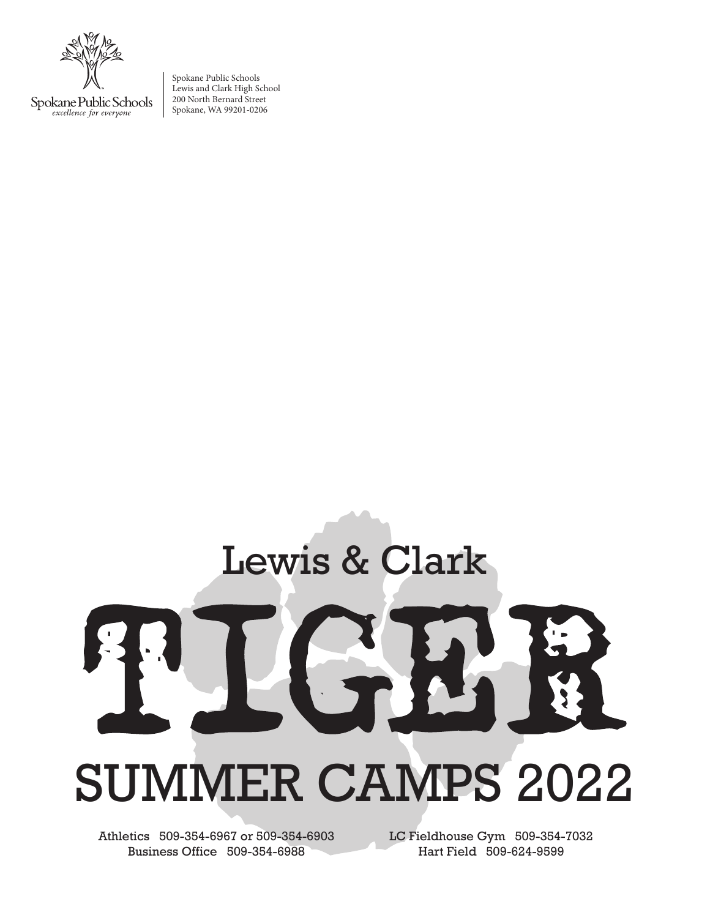Spokane Public Schools
*excellence for everyone*

Spokane Public Schools
Lewis and Clark High School
200 North Bernard Street
Spokane, WA 99201-0206

# Lewis & Clark TIGER SUMMER CAMPS 2022

Athletics 509-354-6967 or 509-354-6903
Business Office 509-354-6988
LC Fieldhouse Gym 509-354-7032
Hart Field 509-624-9599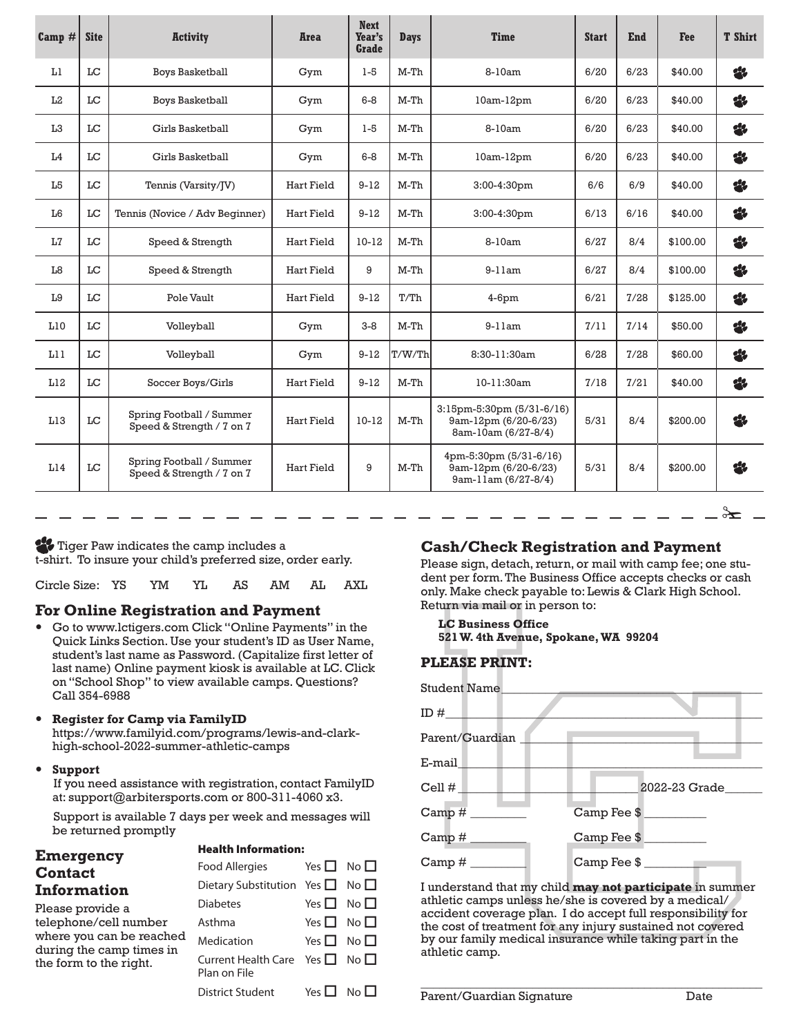| Camp # | Site | Activity | Area | Next Year's Grade | Days | Time | Start | End | Fee | T Shirt |
|---|---|---|---|---|---|---|---|---|---|---|
| L1 | LC | Boys Basketball | Gym | 1-5 | M-Th | 8-10am | 6/20 | 6/23 | $40.00 | 🐾 |
| L2 | LC | Boys Basketball | Gym | 6-8 | M-Th | 10am-12pm | 6/20 | 6/23 | $40.00 | 🐾 |
| L3 | LC | Girls Basketball | Gym | 1-5 | M-Th | 8-10am | 6/20 | 6/23 | $40.00 | 🐾 |
| L4 | LC | Girls Basketball | Gym | 6-8 | M-Th | 10am-12pm | 6/20 | 6/23 | $40.00 | 🐾 |
| L5 | LC | Tennis (Varsity/JV) | Hart Field | 9-12 | M-Th | 3:00-4:30pm | 6/6 | 6/9 | $40.00 | 🐾 |
| L6 | LC | Tennis (Novice / Adv Beginner) | Hart Field | 9-12 | M-Th | 3:00-4:30pm | 6/13 | 6/16 | $40.00 | 🐾 |
| L7 | LC | Speed & Strength | Hart Field | 10-12 | M-Th | 8-10am | 6/27 | 8/4 | $100.00 | 🐾 |
| L8 | LC | Speed & Strength | Hart Field | 9 | M-Th | 9-11am | 6/27 | 8/4 | $100.00 | 🐾 |
| L9 | LC | Pole Vault | Hart Field | 9-12 | T/Th | 4-6pm | 6/21 | 7/28 | $125.00 | 🐾 |
| L10 | LC | Volleyball | Gym | 3-8 | M-Th | 9-11am | 7/11 | 7/14 | $50.00 | 🐾 |
| L11 | LC | Volleyball | Gym | 9-12 | T/W/Th | 8:30-11:30am | 6/28 | 7/28 | $60.00 | 🐾 |
| L12 | LC | Soccer Boys/Girls | Hart Field | 9-12 | M-Th | 10-11:30am | 7/18 | 7/21 | $40.00 | 🐾 |
| L13 | LC | Spring Football / Summer Speed & Strength / 7 on 7 | Hart Field | 10-12 | M-Th | 3:15pm-5:30pm (5/31-6/16) 9am-12pm (6/20-6/23) 8am-10am (6/27-8/4) | 5/31 | 8/4 | $200.00 | 🐾 |
| L14 | LC | Spring Football / Summer Speed & Strength / 7 on 7 | Hart Field | 9 | M-Th | 4pm-5:30pm (5/31-6/16) 9am-12pm (6/20-6/23) 9am-11am (6/27-8/4) | 5/31 | 8/4 | $200.00 | 🐾 |

🐾 Tiger Paw indicates the camp includes a t-shirt. To insure your child's preferred size, order early.

Circle Size: YS YM YL AS AM AL AXL

## For Online Registration and Payment

- Go to www.lctigers.com Click "Online Payments" in the Quick Links Section. Use your student's ID as User Name, student's last name as Password. (Capitalize first letter of last name) Online payment kiosk is available at LC. Click on "School Shop" to view available camps. Questions? Call 354-6988
- **Register for Camp via FamilyID**
  https://www.familyid.com/programs/lewis-and-clark-high-school-2022-summer-athletic-camps
- **Support**
  If you need assistance with registration, contact FamilyID at: support@arbitersports.com or 800-311-4060 x3.

  Support is available 7 days per week and messages will be returned promptly

## Emergency Contact Information

Please provide a telephone/cell number where you can be reached during the camp times in the form to the right.

**Health Information:**

| Item | Yes | No |
|---|---|---|
| Food Allergies | Yes ☐ | No ☐ |
| Dietary Substitution | Yes ☐ | No ☐ |
| Diabetes | Yes ☐ | No ☐ |
| Asthma | Yes ☐ | No ☐ |
| Medication | Yes ☐ | No ☐ |
| Current Health Care Plan on File | Yes ☐ | No ☐ |
| District Student | Yes ☐ | No ☐ |

## Cash/Check Registration and Payment

Please sign, detach, return, or mail with camp fee; one student per form. The Business Office accepts checks or cash only. Make check payable to: Lewis & Clark High School. Return via mail or in person to:

**LC Business Office**
**521 W. 4th Avenue, Spokane, WA 99204**

### PLEASE PRINT:

Student Name\_\_\_\_\_\_\_\_\_\_\_\_\_\_\_\_\_\_\_\_

ID #\_\_\_\_\_\_\_\_\_\_\_\_\_\_\_\_\_\_\_\_

Parent/Guardian \_\_\_\_\_\_\_\_\_\_\_\_\_\_\_\_\_\_\_\_

E-mail\_\_\_\_\_\_\_\_\_\_\_\_\_\_\_\_\_\_\_\_

Cell # \_\_\_\_\_\_\_\_\_\_\_\_ 2022-23 Grade\_\_\_\_\_\_

Camp # \_\_\_\_\_\_\_\_ Camp Fee $ \_\_\_\_\_\_\_\_

Camp # \_\_\_\_\_\_\_\_ Camp Fee $ \_\_\_\_\_\_\_\_

Camp # \_\_\_\_\_\_\_\_ Camp Fee $ \_\_\_\_\_\_\_\_

I understand that my child **may not participate** in summer athletic camps unless he/she is covered by a medical/ accident coverage plan. I do accept full responsibility for the cost of treatment for any injury sustained not covered by our family medical insurance while taking part in the athletic camp.

\_\_\_\_\_\_\_\_\_\_\_\_\_\_\_\_\_\_\_\_\_\_\_\_\_\_\_\_\_\_\_\_\_\_\_\_\_\_\_\_

Parent/Guardian Signature Date